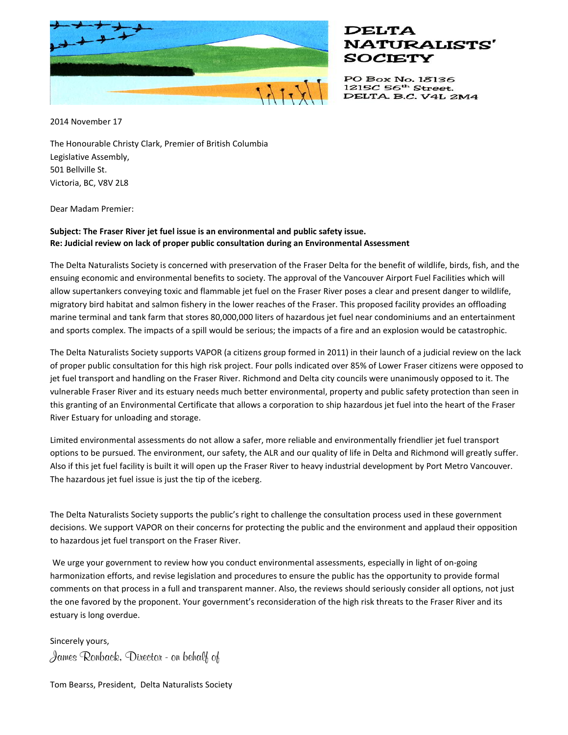# DELTA NATURALISTS' SOCIETY

PO Box No. 18136
12150 56th Street.
DELTA B.C. V4L 2M4

2014 November 17

The Honourable Christy Clark, Premier of British Columbia
Legislative Assembly,
501 Bellville St.
Victoria, BC, V8V 2L8

Dear Madam Premier:

**Subject: The Fraser River jet fuel issue is an environmental and public safety issue.**
**Re: Judicial review on lack of proper public consultation during an Environmental Assessment**

The Delta Naturalists Society is concerned with preservation of the Fraser Delta for the benefit of wildlife, birds, fish, and the ensuing economic and environmental benefits to society. The approval of the Vancouver Airport Fuel Facilities which will allow supertankers conveying toxic and flammable jet fuel on the Fraser River poses a clear and present danger to wildlife, migratory bird habitat and salmon fishery in the lower reaches of the Fraser. This proposed facility provides an offloading marine terminal and tank farm that stores 80,000,000 liters of hazardous jet fuel near condominiums and an entertainment and sports complex. The impacts of a spill would be serious; the impacts of a fire and an explosion would be catastrophic.

The Delta Naturalists Society supports VAPOR (a citizens group formed in 2011) in their launch of a judicial review on the lack of proper public consultation for this high risk project. Four polls indicated over 85% of Lower Fraser citizens were opposed to jet fuel transport and handling on the Fraser River. Richmond and Delta city councils were unanimously opposed to it. The vulnerable Fraser River and its estuary needs much better environmental, property and public safety protection than seen in this granting of an Environmental Certificate that allows a corporation to ship hazardous jet fuel into the heart of the Fraser River Estuary for unloading and storage.

Limited environmental assessments do not allow a safer, more reliable and environmentally friendlier jet fuel transport options to be pursued. The environment, our safety, the ALR and our quality of life in Delta and Richmond will greatly suffer. Also if this jet fuel facility is built it will open up the Fraser River to heavy industrial development by Port Metro Vancouver. The hazardous jet fuel issue is just the tip of the iceberg.

The Delta Naturalists Society supports the public's right to challenge the consultation process used in these government decisions. We support VAPOR on their concerns for protecting the public and the environment and applaud their opposition to hazardous jet fuel transport on the Fraser River.

We urge your government to review how you conduct environmental assessments, especially in light of on-going harmonization efforts, and revise legislation and procedures to ensure the public has the opportunity to provide formal comments on that process in a full and transparent manner. Also, the reviews should seriously consider all options, not just the one favored by the proponent. Your government's reconsideration of the high risk threats to the Fraser River and its estuary is long overdue.

Sincerely yours,

*James Ronback, Director - on behalf of*

Tom Bearss, President, Delta Naturalists Society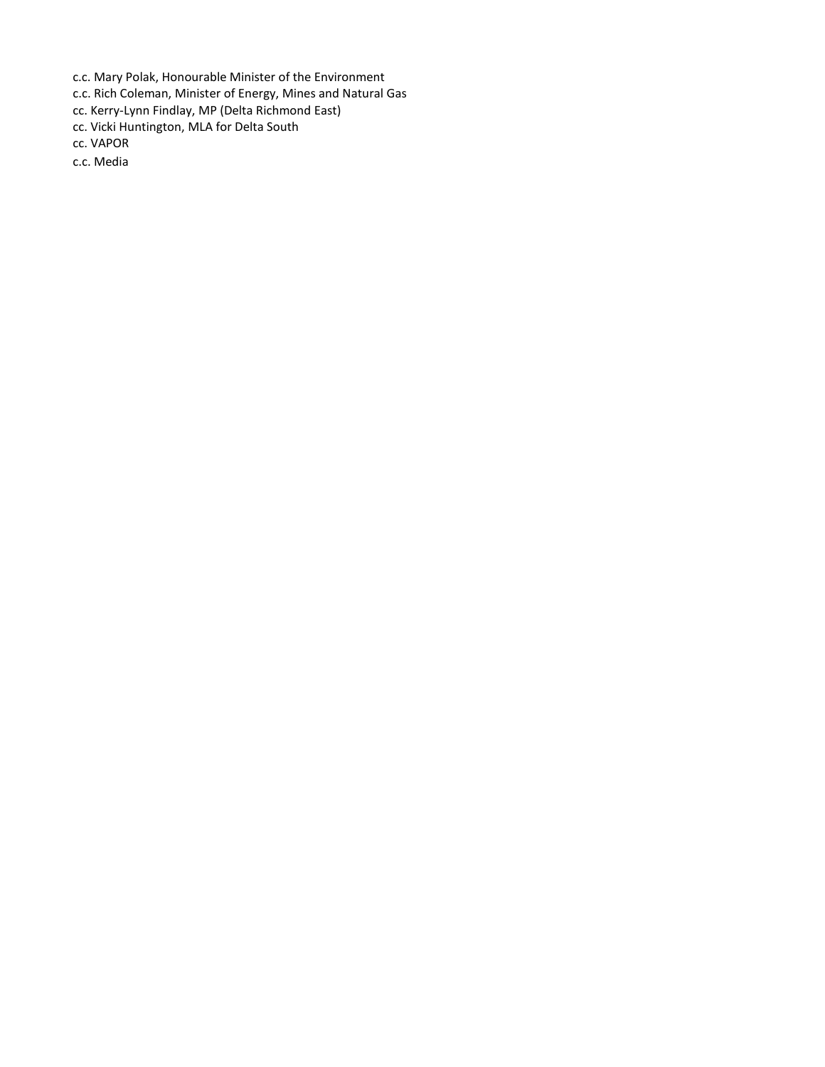c.c. Mary Polak, Honourable Minister of the Environment  
c.c. Rich Coleman, Minister of Energy, Mines and Natural Gas  
cc. Kerry-Lynn Findlay, MP (Delta Richmond East)  
cc. Vicki Huntington, MLA for Delta South  
cc. VAPOR  
c.c. Media